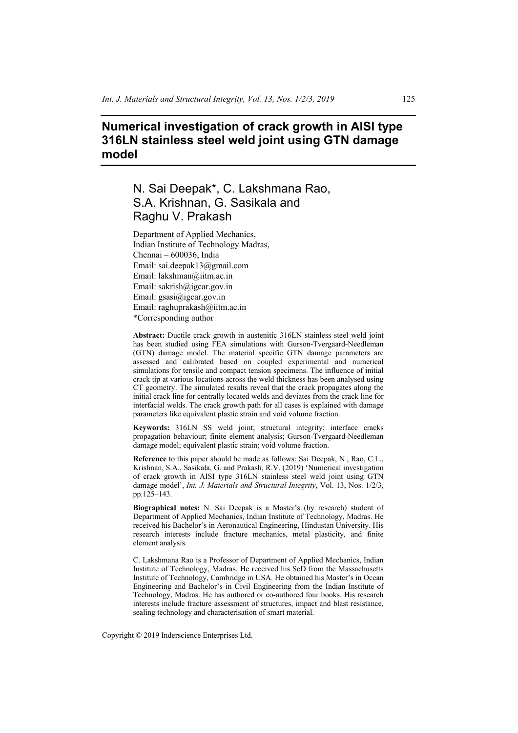# Numerical investigation of crack growth in AISI type 316LN stainless steel weld joint using GTN damage model

## N. Sai Deepak*, C. Lakshmana Rao, S.A. Krishnan, G. Sasikala and Raghu V. Prakash

Department of Applied Mechanics,
Indian Institute of Technology Madras,
Chennai – 600036, India
Email: sai.deepak13@gmail.com
Email: lakshman@iitm.ac.in
Email: sakrish@igcar.gov.in
Email: gsasi@igcar.gov.in
Email: raghuprakash@iitm.ac.in
*Corresponding author

**Abstract:** Ductile crack growth in austenitic 316LN stainless steel weld joint has been studied using FEA simulations with Gurson-Tvergaard-Needleman (GTN) damage model. The material specific GTN damage parameters are assessed and calibrated based on coupled experimental and numerical simulations for tensile and compact tension specimens. The influence of initial crack tip at various locations across the weld thickness has been analysed using CT geometry. The simulated results reveal that the crack propagates along the initial crack line for centrally located welds and deviates from the crack line for interfacial welds. The crack growth path for all cases is explained with damage parameters like equivalent plastic strain and void volume fraction.

**Keywords:** 316LN SS weld joint; structural integrity; interface cracks propagation behaviour; finite element analysis; Gurson-Tvergaard-Needleman damage model; equivalent plastic strain; void volume fraction.

**Reference** to this paper should be made as follows: Sai Deepak, N., Rao, C.L., Krishnan, S.A., Sasikala, G. and Prakash, R.V. (2019) 'Numerical investigation of crack growth in AISI type 316LN stainless steel weld joint using GTN damage model', *Int. J. Materials and Structural Integrity*, Vol. 13, Nos. 1/2/3, pp.125–143.

**Biographical notes:** N. Sai Deepak is a Master's (by research) student of Department of Applied Mechanics, Indian Institute of Technology, Madras. He received his Bachelor's in Aeronautical Engineering, Hindustan University. His research interests include fracture mechanics, metal plasticity, and finite element analysis.

C. Lakshmana Rao is a Professor of Department of Applied Mechanics, Indian Institute of Technology, Madras. He received his ScD from the Massachusetts Institute of Technology, Cambridge in USA. He obtained his Master's in Ocean Engineering and Bachelor's in Civil Engineering from the Indian Institute of Technology, Madras. He has authored or co-authored four books. His research interests include fracture assessment of structures, impact and blast resistance, sealing technology and characterisation of smart material.

Copyright © 2019 Inderscience Enterprises Ltd.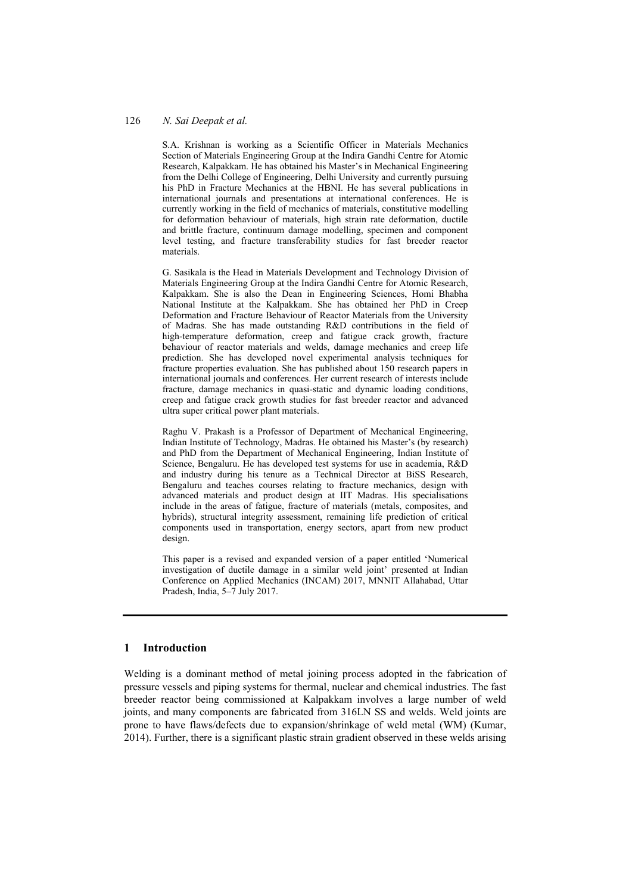S.A. Krishnan is working as a Scientific Officer in Materials Mechanics Section of Materials Engineering Group at the Indira Gandhi Centre for Atomic Research, Kalpakkam. He has obtained his Master's in Mechanical Engineering from the Delhi College of Engineering, Delhi University and currently pursuing his PhD in Fracture Mechanics at the HBNI. He has several publications in international journals and presentations at international conferences. He is currently working in the field of mechanics of materials, constitutive modelling for deformation behaviour of materials, high strain rate deformation, ductile and brittle fracture, continuum damage modelling, specimen and component level testing, and fracture transferability studies for fast breeder reactor materials.

G. Sasikala is the Head in Materials Development and Technology Division of Materials Engineering Group at the Indira Gandhi Centre for Atomic Research, Kalpakkam. She is also the Dean in Engineering Sciences, Homi Bhabha National Institute at the Kalpakkam. She has obtained her PhD in Creep Deformation and Fracture Behaviour of Reactor Materials from the University of Madras. She has made outstanding R&D contributions in the field of high-temperature deformation, creep and fatigue crack growth, fracture behaviour of reactor materials and welds, damage mechanics and creep life prediction. She has developed novel experimental analysis techniques for fracture properties evaluation. She has published about 150 research papers in international journals and conferences. Her current research of interests include fracture, damage mechanics in quasi-static and dynamic loading conditions, creep and fatigue crack growth studies for fast breeder reactor and advanced ultra super critical power plant materials.

Raghu V. Prakash is a Professor of Department of Mechanical Engineering, Indian Institute of Technology, Madras. He obtained his Master's (by research) and PhD from the Department of Mechanical Engineering, Indian Institute of Science, Bengaluru. He has developed test systems for use in academia, R&D and industry during his tenure as a Technical Director at BiSS Research, Bengaluru and teaches courses relating to fracture mechanics, design with advanced materials and product design at IIT Madras. His specialisations include in the areas of fatigue, fracture of materials (metals, composites, and hybrids), structural integrity assessment, remaining life prediction of critical components used in transportation, energy sectors, apart from new product design.

This paper is a revised and expanded version of a paper entitled 'Numerical investigation of ductile damage in a similar weld joint' presented at Indian Conference on Applied Mechanics (INCAM) 2017, MNNIT Allahabad, Uttar Pradesh, India, 5–7 July 2017.

## 1 Introduction

Welding is a dominant method of metal joining process adopted in the fabrication of pressure vessels and piping systems for thermal, nuclear and chemical industries. The fast breeder reactor being commissioned at Kalpakkam involves a large number of weld joints, and many components are fabricated from 316LN SS and welds. Weld joints are prone to have flaws/defects due to expansion/shrinkage of weld metal (WM) (Kumar, 2014). Further, there is a significant plastic strain gradient observed in these welds arising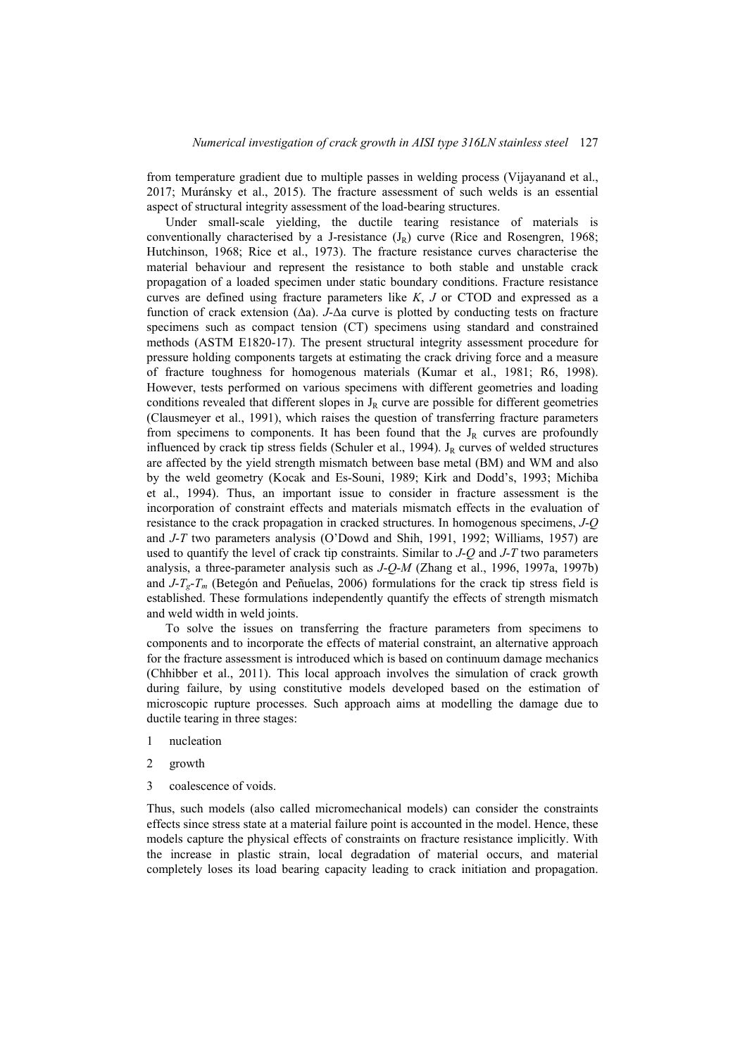from temperature gradient due to multiple passes in welding process (Vijayanand et al., 2017; Muránsky et al., 2015). The fracture assessment of such welds is an essential aspect of structural integrity assessment of the load-bearing structures.

Under small-scale yielding, the ductile tearing resistance of materials is conventionally characterised by a J-resistance ($J_R$) curve (Rice and Rosengren, 1968; Hutchinson, 1968; Rice et al., 1973). The fracture resistance curves characterise the material behaviour and represent the resistance to both stable and unstable crack propagation of a loaded specimen under static boundary conditions. Fracture resistance curves are defined using fracture parameters like *K*, *J* or CTOD and expressed as a function of crack extension (Δa). *J*-Δa curve is plotted by conducting tests on fracture specimens such as compact tension (CT) specimens using standard and constrained methods (ASTM E1820-17). The present structural integrity assessment procedure for pressure holding components targets at estimating the crack driving force and a measure of fracture toughness for homogenous materials (Kumar et al., 1981; R6, 1998). However, tests performed on various specimens with different geometries and loading conditions revealed that different slopes in $J_R$ curve are possible for different geometries (Clausmeyer et al., 1991), which raises the question of transferring fracture parameters from specimens to components. It has been found that the $J_R$ curves are profoundly influenced by crack tip stress fields (Schuler et al., 1994). $J_R$ curves of welded structures are affected by the yield strength mismatch between base metal (BM) and WM and also by the weld geometry (Kocak and Es-Souni, 1989; Kirk and Dodd's, 1993; Michiba et al., 1994). Thus, an important issue to consider in fracture assessment is the incorporation of constraint effects and materials mismatch effects in the evaluation of resistance to the crack propagation in cracked structures. In homogenous specimens, *J*-*Q* and *J*-*T* two parameters analysis (O'Dowd and Shih, 1991, 1992; Williams, 1957) are used to quantify the level of crack tip constraints. Similar to *J*-*Q* and *J*-*T* two parameters analysis, a three-parameter analysis such as *J*-*Q*-*M* (Zhang et al., 1996, 1997a, 1997b) and $J$-$T_g$-$T_m$ (Betegón and Peñuelas, 2006) formulations for the crack tip stress field is established. These formulations independently quantify the effects of strength mismatch and weld width in weld joints.

To solve the issues on transferring the fracture parameters from specimens to components and to incorporate the effects of material constraint, an alternative approach for the fracture assessment is introduced which is based on continuum damage mechanics (Chhibber et al., 2011). This local approach involves the simulation of crack growth during failure, by using constitutive models developed based on the estimation of microscopic rupture processes. Such approach aims at modelling the damage due to ductile tearing in three stages:

1 nucleation

2 growth

3 coalescence of voids.

Thus, such models (also called micromechanical models) can consider the constraints effects since stress state at a material failure point is accounted in the model. Hence, these models capture the physical effects of constraints on fracture resistance implicitly. With the increase in plastic strain, local degradation of material occurs, and material completely loses its load bearing capacity leading to crack initiation and propagation.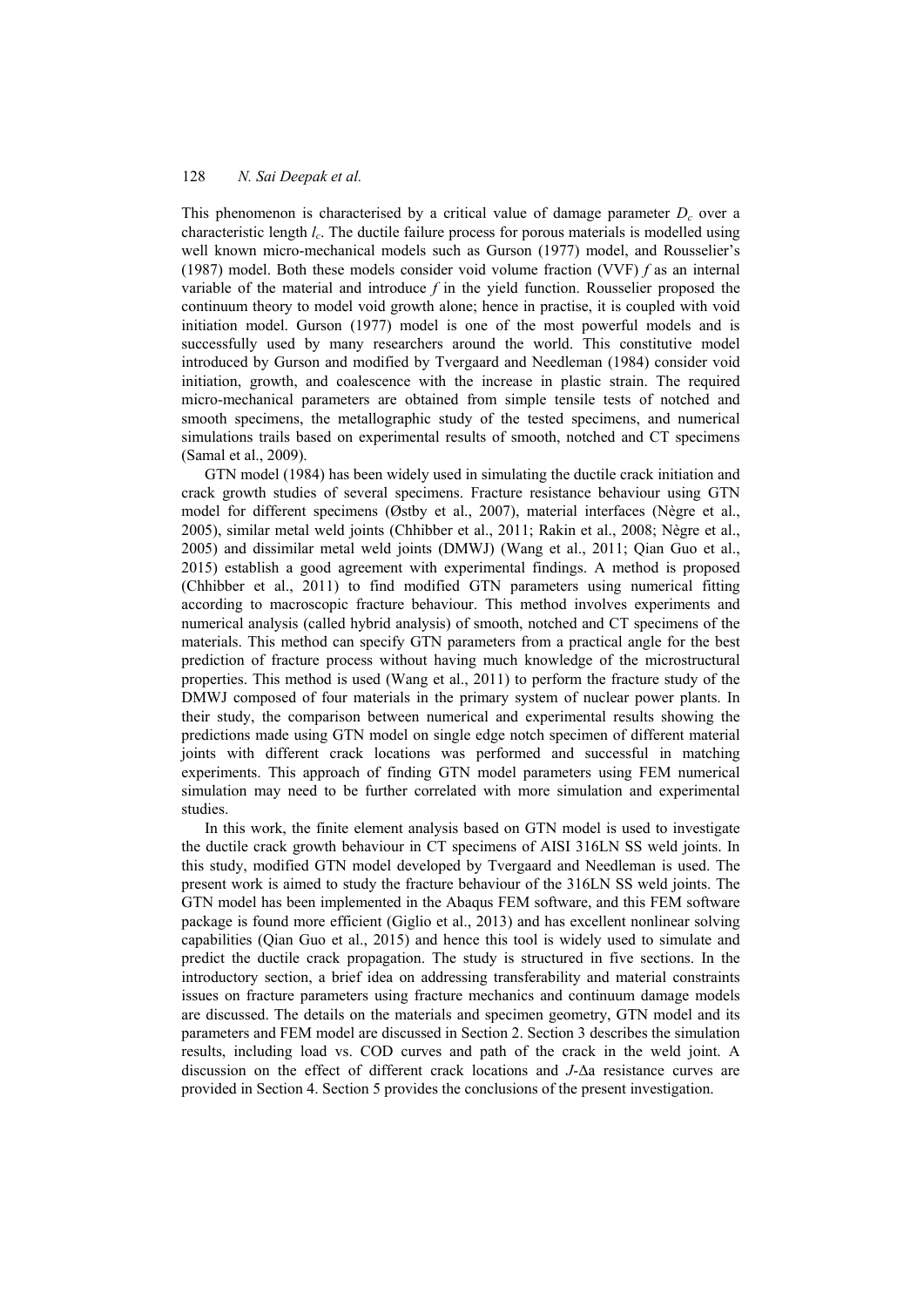This phenomenon is characterised by a critical value of damage parameter $D_c$ over a characteristic length $l_c$. The ductile failure process for porous materials is modelled using well known micro-mechanical models such as Gurson (1977) model, and Rousselier's (1987) model. Both these models consider void volume fraction (VVF) $f$ as an internal variable of the material and introduce $f$ in the yield function. Rousselier proposed the continuum theory to model void growth alone; hence in practise, it is coupled with void initiation model. Gurson (1977) model is one of the most powerful models and is successfully used by many researchers around the world. This constitutive model introduced by Gurson and modified by Tvergaard and Needleman (1984) consider void initiation, growth, and coalescence with the increase in plastic strain. The required micro-mechanical parameters are obtained from simple tensile tests of notched and smooth specimens, the metallographic study of the tested specimens, and numerical simulations trails based on experimental results of smooth, notched and CT specimens (Samal et al., 2009).

GTN model (1984) has been widely used in simulating the ductile crack initiation and crack growth studies of several specimens. Fracture resistance behaviour using GTN model for different specimens (Østby et al., 2007), material interfaces (Nègre et al., 2005), similar metal weld joints (Chhibber et al., 2011; Rakin et al., 2008; Nègre et al., 2005) and dissimilar metal weld joints (DMWJ) (Wang et al., 2011; Qian Guo et al., 2015) establish a good agreement with experimental findings. A method is proposed (Chhibber et al., 2011) to find modified GTN parameters using numerical fitting according to macroscopic fracture behaviour. This method involves experiments and numerical analysis (called hybrid analysis) of smooth, notched and CT specimens of the materials. This method can specify GTN parameters from a practical angle for the best prediction of fracture process without having much knowledge of the microstructural properties. This method is used (Wang et al., 2011) to perform the fracture study of the DMWJ composed of four materials in the primary system of nuclear power plants. In their study, the comparison between numerical and experimental results showing the predictions made using GTN model on single edge notch specimen of different material joints with different crack locations was performed and successful in matching experiments. This approach of finding GTN model parameters using FEM numerical simulation may need to be further correlated with more simulation and experimental studies.

In this work, the finite element analysis based on GTN model is used to investigate the ductile crack growth behaviour in CT specimens of AISI 316LN SS weld joints. In this study, modified GTN model developed by Tvergaard and Needleman is used. The present work is aimed to study the fracture behaviour of the 316LN SS weld joints. The GTN model has been implemented in the Abaqus FEM software, and this FEM software package is found more efficient (Giglio et al., 2013) and has excellent nonlinear solving capabilities (Qian Guo et al., 2015) and hence this tool is widely used to simulate and predict the ductile crack propagation. The study is structured in five sections. In the introductory section, a brief idea on addressing transferability and material constraints issues on fracture parameters using fracture mechanics and continuum damage models are discussed. The details on the materials and specimen geometry, GTN model and its parameters and FEM model are discussed in Section 2. Section 3 describes the simulation results, including load vs. COD curves and path of the crack in the weld joint. A discussion on the effect of different crack locations and $J$-$\Delta a$ resistance curves are provided in Section 4. Section 5 provides the conclusions of the present investigation.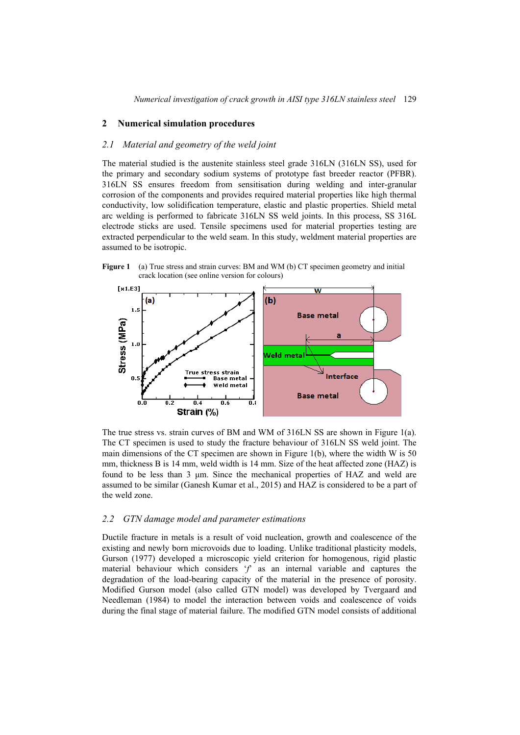## 2 Numerical simulation procedures

### 2.1 *Material and geometry of the weld joint*

The material studied is the austenite stainless steel grade 316LN (316LN SS), used for the primary and secondary sodium systems of prototype fast breeder reactor (PFBR). 316LN SS ensures freedom from sensitisation during welding and inter-granular corrosion of the components and provides required material properties like high thermal conductivity, low solidification temperature, elastic and plastic properties. Shield metal arc welding is performed to fabricate 316LN SS weld joints. In this process, SS 316L electrode sticks are used. Tensile specimens used for material properties testing are extracted perpendicular to the weld seam. In this study, weldment material properties are assumed to be isotropic.

**Figure 1** (a) True stress and strain curves: BM and WM (b) CT specimen geometry and initial crack location (see online version for colours)

The true stress vs. strain curves of BM and WM of 316LN SS are shown in Figure 1(a). The CT specimen is used to study the fracture behaviour of 316LN SS weld joint. The main dimensions of the CT specimen are shown in Figure 1(b), where the width W is 50 mm, thickness B is 14 mm, weld width is 14 mm. Size of the heat affected zone (HAZ) is found to be less than 3 μm. Since the mechanical properties of HAZ and weld are assumed to be similar (Ganesh Kumar et al., 2015) and HAZ is considered to be a part of the weld zone.

### 2.2 *GTN damage model and parameter estimations*

Ductile fracture in metals is a result of void nucleation, growth and coalescence of the existing and newly born microvoids due to loading. Unlike traditional plasticity models, Gurson (1977) developed a microscopic yield criterion for homogenous, rigid plastic material behaviour which considers '$f$' as an internal variable and captures the degradation of the load-bearing capacity of the material in the presence of porosity. Modified Gurson model (also called GTN model) was developed by Tvergaard and Needleman (1984) to model the interaction between voids and coalescence of voids during the final stage of material failure. The modified GTN model consists of additional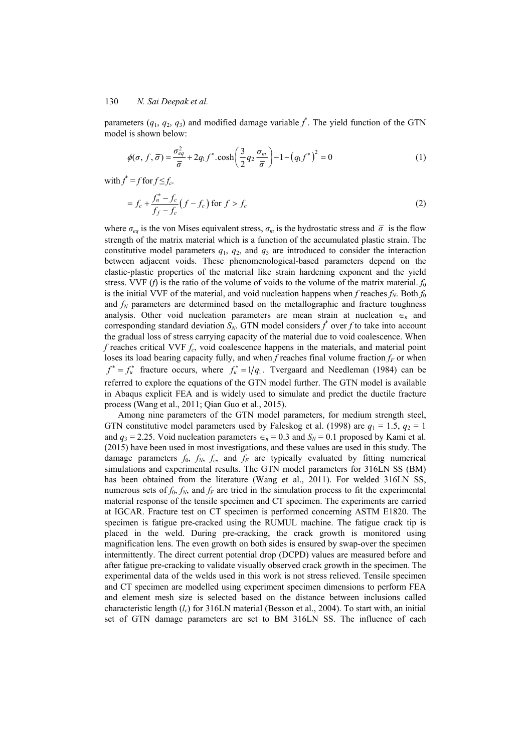parameters ($q_1$, $q_2$, $q_3$) and modified damage variable $f^*$. The yield function of the GTN model is shown below:

$$\phi(\sigma, f, \bar{\sigma}) = \frac{\sigma_{eq}^2}{\bar{\sigma}} + 2q_1 f^*.\cosh\left(\frac{3}{2}q_2\frac{\sigma_m}{\bar{\sigma}}\right) - 1 - \left(q_1 f^*\right)^2 = 0 \tag{1}$$

with $f^* = f$ for $f \leq f_c$.

$$= f_c + \frac{f_u^* - f_c}{f_f - f_c}\left(f - f_c\right) \text{ for } f > f_c \tag{2}$$

where $\sigma_{eq}$ is the von Mises equivalent stress, $\sigma_m$ is the hydrostatic stress and $\bar{\sigma}$ is the flow strength of the matrix material which is a function of the accumulated plastic strain. The constitutive model parameters $q_1$, $q_2$, and $q_3$ are introduced to consider the interaction between adjacent voids. These phenomenological-based parameters depend on the elastic-plastic properties of the material like strain hardening exponent and the yield stress. VVF ($f$) is the ratio of the volume of voids to the volume of the matrix material. $f_0$ is the initial VVF of the material, and void nucleation happens when $f$ reaches $f_N$. Both $f_0$ and $f_N$ parameters are determined based on the metallographic and fracture toughness analysis. Other void nucleation parameters are mean strain at nucleation $\in_n$ and corresponding standard deviation $S_N$. GTN model considers $f^*$ over $f$ to take into account the gradual loss of stress carrying capacity of the material due to void coalescence. When $f$ reaches critical VVF $f_c$, void coalescence happens in the materials, and material point loses its load bearing capacity fully, and when $f$ reaches final volume fraction $f_F$ or when $f^* = f_u^*$ fracture occurs, where $f_u^* = 1/q_1$. Tvergaard and Needleman (1984) can be referred to explore the equations of the GTN model further. The GTN model is available in Abaqus explicit FEA and is widely used to simulate and predict the ductile fracture process (Wang et al., 2011; Qian Guo et al., 2015).

Among nine parameters of the GTN model parameters, for medium strength steel, GTN constitutive model parameters used by Faleskog et al. (1998) are $q_1 = 1.5$, $q_2 = 1$ and $q_3 = 2.25$. Void nucleation parameters $\in_n = 0.3$ and $S_N = 0.1$ proposed by Kami et al. (2015) have been used in most investigations, and these values are used in this study. The damage parameters $f_0$, $f_N$, $f_c$, and $f_F$ are typically evaluated by fitting numerical simulations and experimental results. The GTN model parameters for 316LN SS (BM) has been obtained from the literature (Wang et al., 2011). For welded 316LN SS, numerous sets of $f_0$, $f_N$, and $f_F$ are tried in the simulation process to fit the experimental material response of the tensile specimen and CT specimen. The experiments are carried at IGCAR. Fracture test on CT specimen is performed concerning ASTM E1820. The specimen is fatigue pre-cracked using the RUMUL machine. The fatigue crack tip is placed in the weld. During pre-cracking, the crack growth is monitored using magnification lens. The even growth on both sides is ensured by swap-over the specimen intermittently. The direct current potential drop (DCPD) values are measured before and after fatigue pre-cracking to validate visually observed crack growth in the specimen. The experimental data of the welds used in this work is not stress relieved. Tensile specimen and CT specimen are modelled using experiment specimen dimensions to perform FEA and element mesh size is selected based on the distance between inclusions called characteristic length ($l_c$) for 316LN material (Besson et al., 2004). To start with, an initial set of GTN damage parameters are set to BM 316LN SS. The influence of each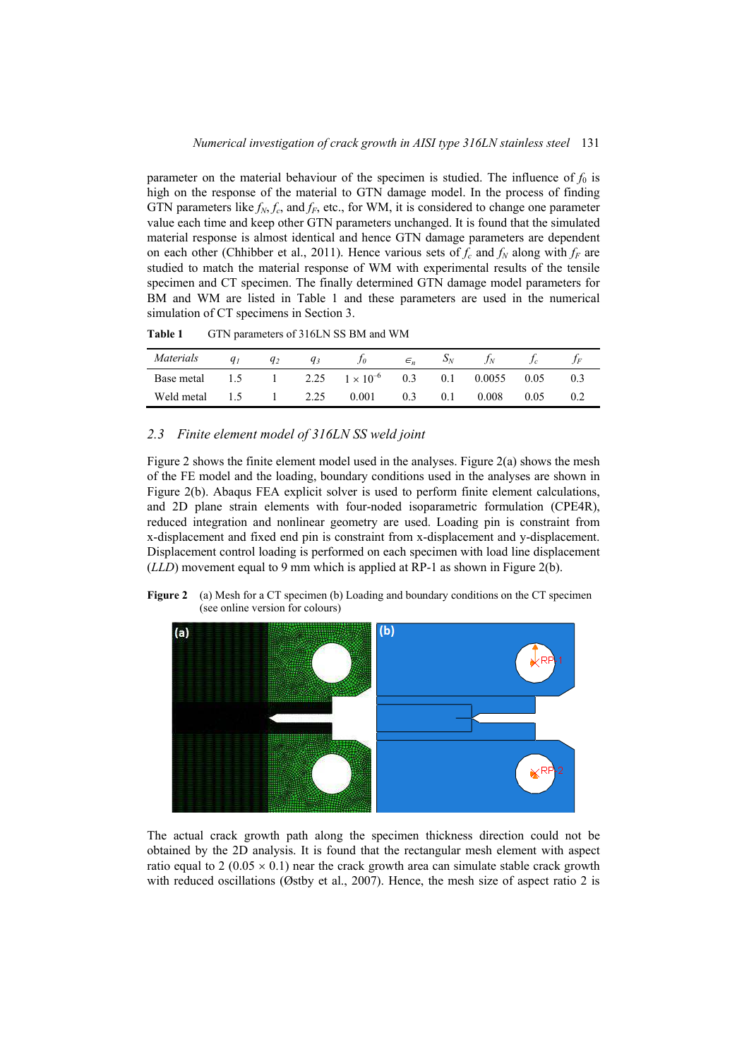parameter on the material behaviour of the specimen is studied. The influence of $f_0$ is high on the response of the material to GTN damage model. In the process of finding GTN parameters like $f_N$, $f_c$, and $f_F$, etc., for WM, it is considered to change one parameter value each time and keep other GTN parameters unchanged. It is found that the simulated material response is almost identical and hence GTN damage parameters are dependent on each other (Chhibber et al., 2011). Hence various sets of $f_c$ and $f_N$ along with $f_F$ are studied to match the material response of WM with experimental results of the tensile specimen and CT specimen. The finally determined GTN damage model parameters for BM and WM are listed in Table 1 and these parameters are used in the numerical simulation of CT specimens in Section 3.

**Table 1** GTN parameters of 316LN SS BM and WM

| *Materials* | $q_1$ | $q_2$ | $q_3$ | $f_0$ | $\epsilon_n$ | $S_N$ | $f_N$ | $f_c$ | $f_F$ |
|---|---|---|---|---|---|---|---|---|---|
| Base metal | 1.5 | 1 | 2.25 | $1 \times 10^{-6}$ | 0.3 | 0.1 | 0.0055 | 0.05 | 0.3 |
| Weld metal | 1.5 | 1 | 2.25 | 0.001 | 0.3 | 0.1 | 0.008 | 0.05 | 0.2 |

### 2.3 *Finite element model of 316LN SS weld joint*

Figure 2 shows the finite element model used in the analyses. Figure 2(a) shows the mesh of the FE model and the loading, boundary conditions used in the analyses are shown in Figure 2(b). Abaqus FEA explicit solver is used to perform finite element calculations, and 2D plane strain elements with four-noded isoparametric formulation (CPE4R), reduced integration and nonlinear geometry are used. Loading pin is constraint from x-displacement and fixed end pin is constraint from x-displacement and y-displacement. Displacement control loading is performed on each specimen with load line displacement (*LLD*) movement equal to 9 mm which is applied at RP-1 as shown in Figure 2(b).

**Figure 2** (a) Mesh for a CT specimen (b) Loading and boundary conditions on the CT specimen (see online version for colours)

The actual crack growth path along the specimen thickness direction could not be obtained by the 2D analysis. It is found that the rectangular mesh element with aspect ratio equal to 2 (0.05 × 0.1) near the crack growth area can simulate stable crack growth with reduced oscillations (Østby et al., 2007). Hence, the mesh size of aspect ratio 2 is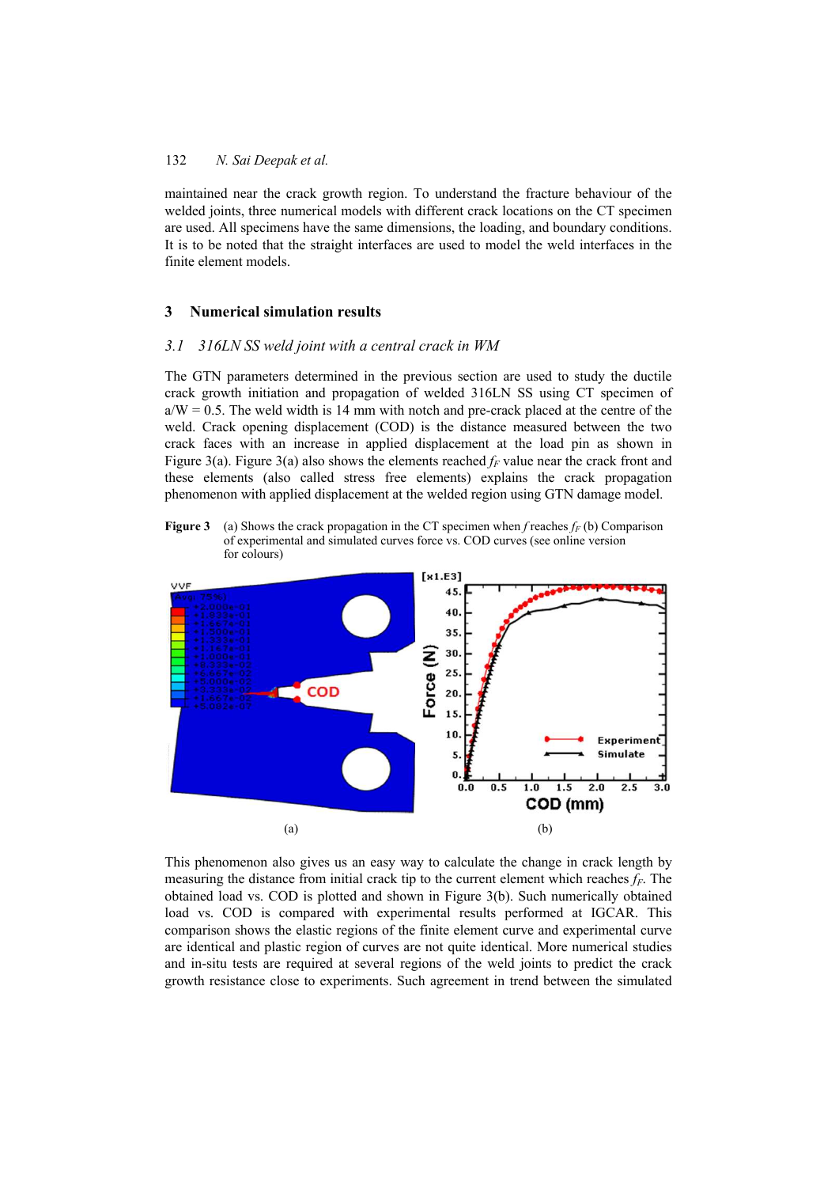maintained near the crack growth region. To understand the fracture behaviour of the welded joints, three numerical models with different crack locations on the CT specimen are used. All specimens have the same dimensions, the loading, and boundary conditions. It is to be noted that the straight interfaces are used to model the weld interfaces in the finite element models.

## 3 Numerical simulation results

### 3.1 316LN SS weld joint with a central crack in WM

The GTN parameters determined in the previous section are used to study the ductile crack growth initiation and propagation of welded 316LN SS using CT specimen of a/W = 0.5. The weld width is 14 mm with notch and pre-crack placed at the centre of the weld. Crack opening displacement (COD) is the distance measured between the two crack faces with an increase in applied displacement at the load pin as shown in Figure 3(a). Figure 3(a) also shows the elements reached $f_F$ value near the crack front and these elements (also called stress free elements) explains the crack propagation phenomenon with applied displacement at the welded region using GTN damage model.

**Figure 3** (a) Shows the crack propagation in the CT specimen when $f$ reaches $f_F$ (b) Comparison of experimental and simulated curves force vs. COD curves (see online version for colours)

This phenomenon also gives us an easy way to calculate the change in crack length by measuring the distance from initial crack tip to the current element which reaches $f_F$. The obtained load vs. COD is plotted and shown in Figure 3(b). Such numerically obtained load vs. COD is compared with experimental results performed at IGCAR. This comparison shows the elastic regions of the finite element curve and experimental curve are identical and plastic region of curves are not quite identical. More numerical studies and in-situ tests are required at several regions of the weld joints to predict the crack growth resistance close to experiments. Such agreement in trend between the simulated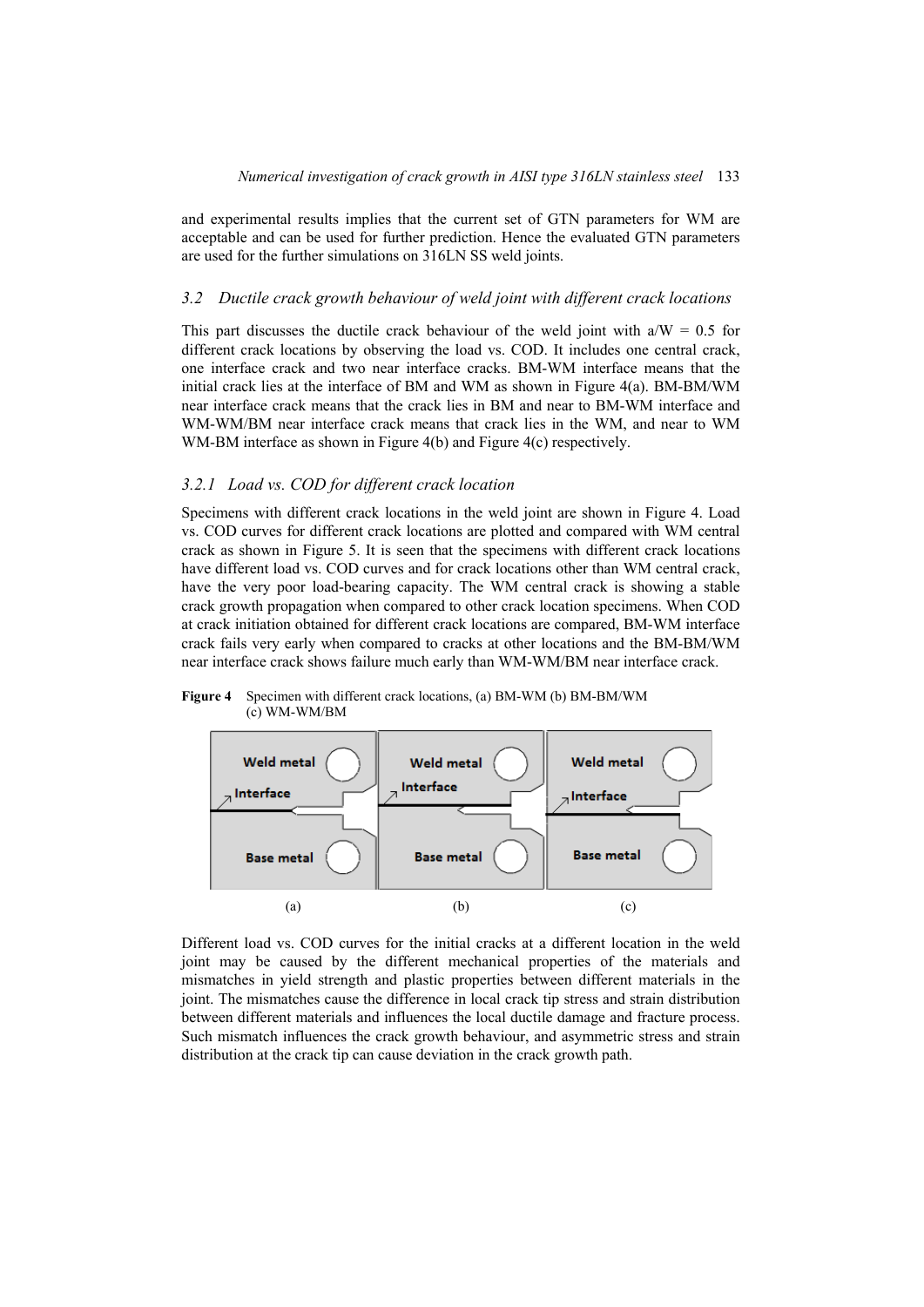and experimental results implies that the current set of GTN parameters for WM are acceptable and can be used for further prediction. Hence the evaluated GTN parameters are used for the further simulations on 316LN SS weld joints.

### *3.2 Ductile crack growth behaviour of weld joint with different crack locations*

This part discusses the ductile crack behaviour of the weld joint with a/W = 0.5 for different crack locations by observing the load vs. COD. It includes one central crack, one interface crack and two near interface cracks. BM-WM interface means that the initial crack lies at the interface of BM and WM as shown in Figure 4(a). BM-BM/WM near interface crack means that the crack lies in BM and near to BM-WM interface and WM-WM/BM near interface crack means that crack lies in the WM, and near to WM WM-BM interface as shown in Figure 4(b) and Figure 4(c) respectively.

#### *3.2.1 Load vs. COD for different crack location*

Specimens with different crack locations in the weld joint are shown in Figure 4. Load vs. COD curves for different crack locations are plotted and compared with WM central crack as shown in Figure 5. It is seen that the specimens with different crack locations have different load vs. COD curves and for crack locations other than WM central crack, have the very poor load-bearing capacity. The WM central crack is showing a stable crack growth propagation when compared to other crack location specimens. When COD at crack initiation obtained for different crack locations are compared, BM-WM interface crack fails very early when compared to cracks at other locations and the BM-BM/WM near interface crack shows failure much early than WM-WM/BM near interface crack.

**Figure 4** Specimen with different crack locations, (a) BM-WM (b) BM-BM/WM (c) WM-WM/BM

Different load vs. COD curves for the initial cracks at a different location in the weld joint may be caused by the different mechanical properties of the materials and mismatches in yield strength and plastic properties between different materials in the joint. The mismatches cause the difference in local crack tip stress and strain distribution between different materials and influences the local ductile damage and fracture process. Such mismatch influences the crack growth behaviour, and asymmetric stress and strain distribution at the crack tip can cause deviation in the crack growth path.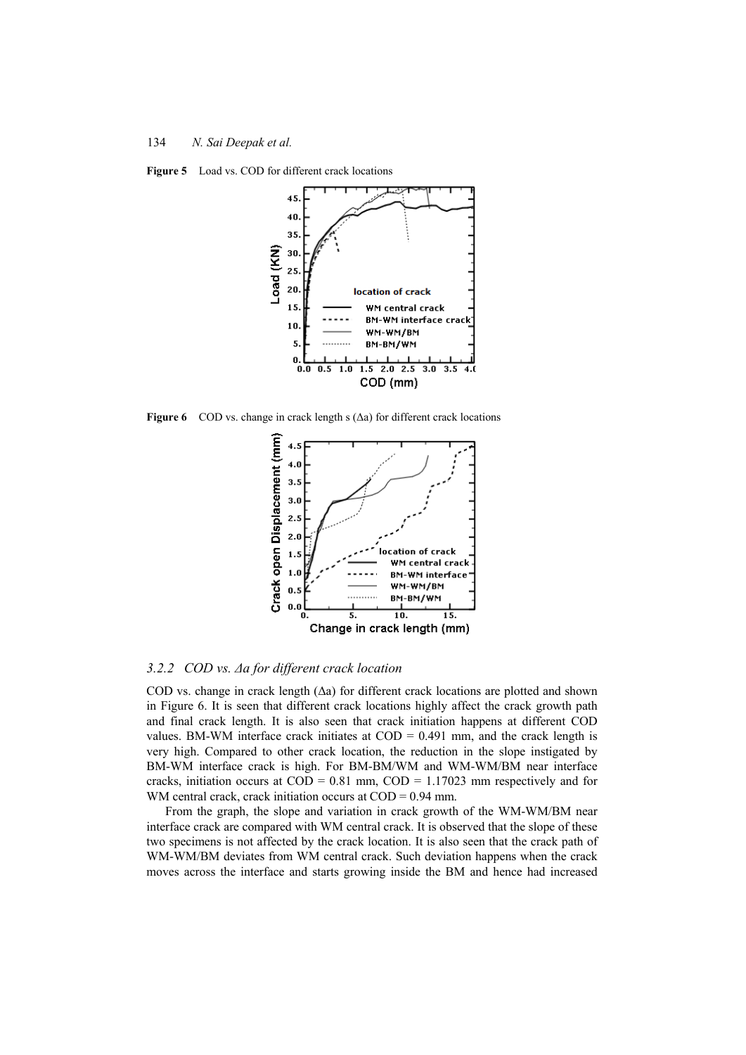**Figure 5** Load vs. COD for different crack locations

**Figure 6** COD vs. change in crack length s (Δa) for different crack locations

### 3.2.2 *COD vs. Δa for different crack location*

COD vs. change in crack length (Δa) for different crack locations are plotted and shown in Figure 6. It is seen that different crack locations highly affect the crack growth path and final crack length. It is also seen that crack initiation happens at different COD values. BM-WM interface crack initiates at COD = 0.491 mm, and the crack length is very high. Compared to other crack location, the reduction in the slope instigated by BM-WM interface crack is high. For BM-BM/WM and WM-WM/BM near interface cracks, initiation occurs at COD = 0.81 mm, COD = 1.17023 mm respectively and for WM central crack, crack initiation occurs at COD = 0.94 mm.

From the graph, the slope and variation in crack growth of the WM-WM/BM near interface crack are compared with WM central crack. It is observed that the slope of these two specimens is not affected by the crack location. It is also seen that the crack path of WM-WM/BM deviates from WM central crack. Such deviation happens when the crack moves across the interface and starts growing inside the BM and hence had increased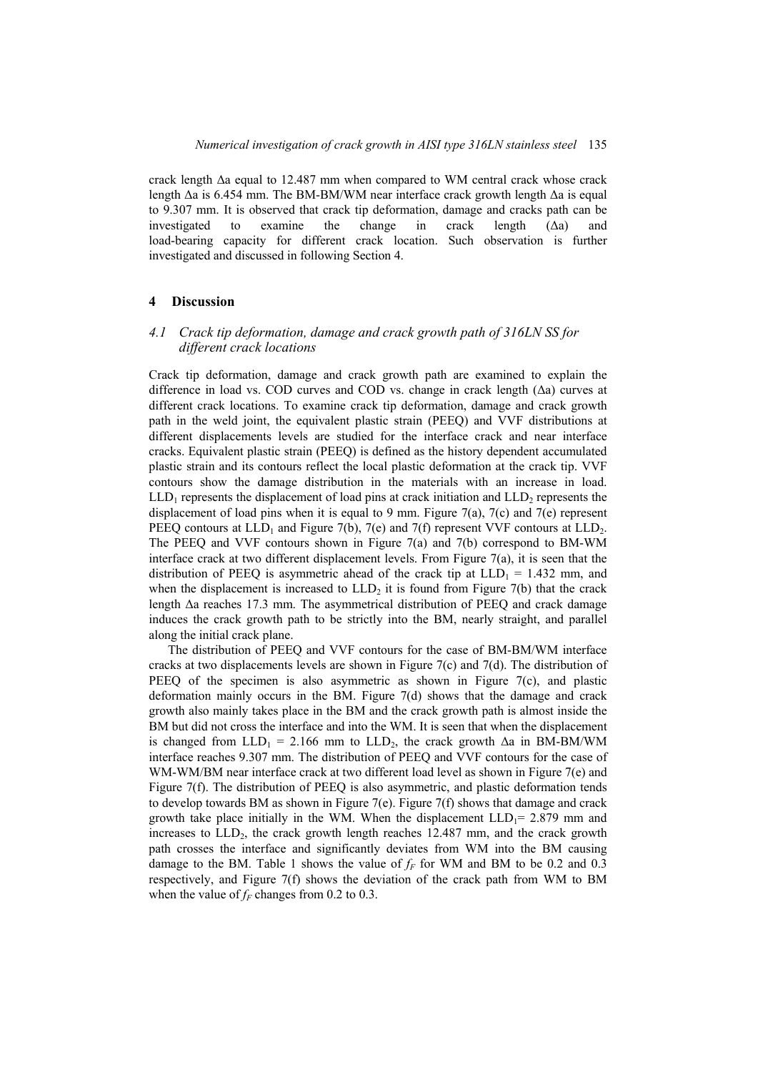crack length Δa equal to 12.487 mm when compared to WM central crack whose crack length Δa is 6.454 mm. The BM-BM/WM near interface crack growth length Δa is equal to 9.307 mm. It is observed that crack tip deformation, damage and cracks path can be investigated to examine the change in crack length (Δa) and load-bearing capacity for different crack location. Such observation is further investigated and discussed in following Section 4.

## 4 Discussion

### 4.1 *Crack tip deformation, damage and crack growth path of 316LN SS for different crack locations*

Crack tip deformation, damage and crack growth path are examined to explain the difference in load vs. COD curves and COD vs. change in crack length (Δa) curves at different crack locations. To examine crack tip deformation, damage and crack growth path in the weld joint, the equivalent plastic strain (PEEQ) and VVF distributions at different displacements levels are studied for the interface crack and near interface cracks. Equivalent plastic strain (PEEQ) is defined as the history dependent accumulated plastic strain and its contours reflect the local plastic deformation at the crack tip. VVF contours show the damage distribution in the materials with an increase in load. $LLD_1$ represents the displacement of load pins at crack initiation and $LLD_2$ represents the displacement of load pins when it is equal to 9 mm. Figure 7(a), 7(c) and 7(e) represent PEEQ contours at $LLD_1$ and Figure 7(b), 7(e) and 7(f) represent VVF contours at $LLD_2$. The PEEQ and VVF contours shown in Figure 7(a) and 7(b) correspond to BM-WM interface crack at two different displacement levels. From Figure 7(a), it is seen that the distribution of PEEQ is asymmetric ahead of the crack tip at $LLD_1$ = 1.432 mm, and when the displacement is increased to $LLD_2$ it is found from Figure 7(b) that the crack length Δa reaches 17.3 mm. The asymmetrical distribution of PEEQ and crack damage induces the crack growth path to be strictly into the BM, nearly straight, and parallel along the initial crack plane.

The distribution of PEEQ and VVF contours for the case of BM-BM/WM interface cracks at two displacements levels are shown in Figure 7(c) and 7(d). The distribution of PEEQ of the specimen is also asymmetric as shown in Figure 7(c), and plastic deformation mainly occurs in the BM. Figure 7(d) shows that the damage and crack growth also mainly takes place in the BM and the crack growth path is almost inside the BM but did not cross the interface and into the WM. It is seen that when the displacement is changed from $LLD_1$ = 2.166 mm to $LLD_2$, the crack growth Δa in BM-BM/WM interface reaches 9.307 mm. The distribution of PEEQ and VVF contours for the case of WM-WM/BM near interface crack at two different load level as shown in Figure 7(e) and Figure 7(f). The distribution of PEEQ is also asymmetric, and plastic deformation tends to develop towards BM as shown in Figure 7(e). Figure 7(f) shows that damage and crack growth take place initially in the WM. When the displacement $LLD_1$= 2.879 mm and increases to $LLD_2$, the crack growth length reaches 12.487 mm, and the crack growth path crosses the interface and significantly deviates from WM into the BM causing damage to the BM. Table 1 shows the value of $f_F$ for WM and BM to be 0.2 and 0.3 respectively, and Figure 7(f) shows the deviation of the crack path from WM to BM when the value of $f_F$ changes from 0.2 to 0.3.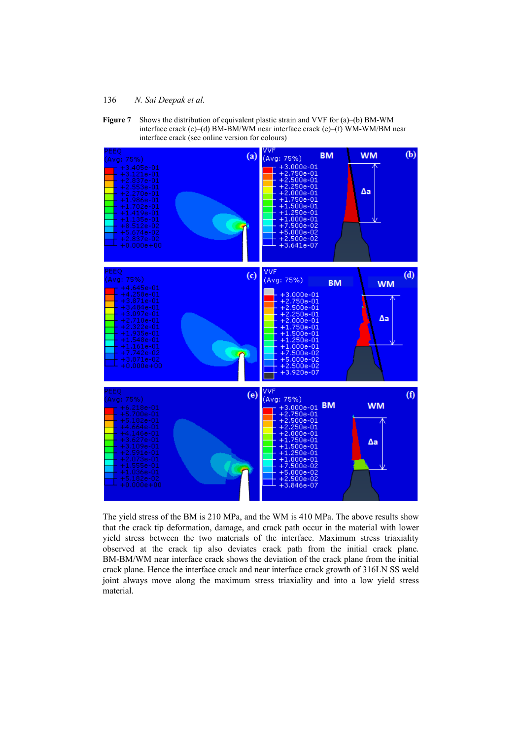**Figure 7** Shows the distribution of equivalent plastic strain and VVF for (a)–(b) BM-WM interface crack (c)–(d) BM-BM/WM near interface crack (e)–(f) WM-WM/BM near interface crack (see online version for colours)

The yield stress of the BM is 210 MPa, and the WM is 410 MPa. The above results show that the crack tip deformation, damage, and crack path occur in the material with lower yield stress between the two materials of the interface. Maximum stress triaxiality observed at the crack tip also deviates crack path from the initial crack plane. BM-BM/WM near interface crack shows the deviation of the crack plane from the initial crack plane. Hence the interface crack and near interface crack growth of 316LN SS weld joint always move along the maximum stress triaxiality and into a low yield stress material.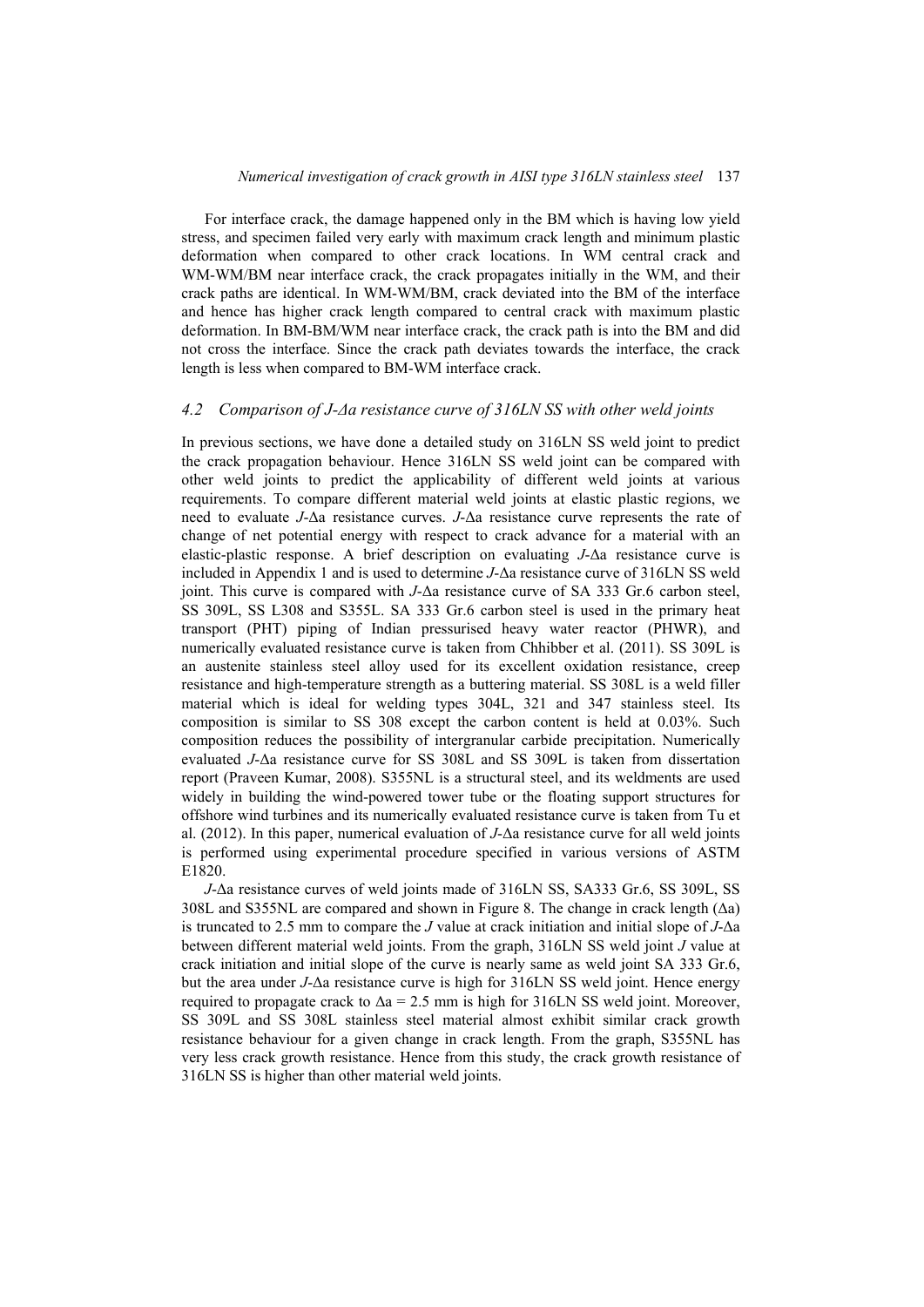For interface crack, the damage happened only in the BM which is having low yield stress, and specimen failed very early with maximum crack length and minimum plastic deformation when compared to other crack locations. In WM central crack and WM-WM/BM near interface crack, the crack propagates initially in the WM, and their crack paths are identical. In WM-WM/BM, crack deviated into the BM of the interface and hence has higher crack length compared to central crack with maximum plastic deformation. In BM-BM/WM near interface crack, the crack path is into the BM and did not cross the interface. Since the crack path deviates towards the interface, the crack length is less when compared to BM-WM interface crack.

### *4.2 Comparison of J-Δa resistance curve of 316LN SS with other weld joints*

In previous sections, we have done a detailed study on 316LN SS weld joint to predict the crack propagation behaviour. Hence 316LN SS weld joint can be compared with other weld joints to predict the applicability of different weld joints at various requirements. To compare different material weld joints at elastic plastic regions, we need to evaluate $J$-Δa resistance curves. $J$-Δa resistance curve represents the rate of change of net potential energy with respect to crack advance for a material with an elastic-plastic response. A brief description on evaluating $J$-Δa resistance curve is included in Appendix 1 and is used to determine $J$-Δa resistance curve of 316LN SS weld joint. This curve is compared with $J$-Δa resistance curve of SA 333 Gr.6 carbon steel, SS 309L, SS L308 and S355L. SA 333 Gr.6 carbon steel is used in the primary heat transport (PHT) piping of Indian pressurised heavy water reactor (PHWR), and numerically evaluated resistance curve is taken from Chhibber et al. (2011). SS 309L is an austenite stainless steel alloy used for its excellent oxidation resistance, creep resistance and high-temperature strength as a buttering material. SS 308L is a weld filler material which is ideal for welding types 304L, 321 and 347 stainless steel. Its composition is similar to SS 308 except the carbon content is held at 0.03%. Such composition reduces the possibility of intergranular carbide precipitation. Numerically evaluated $J$-Δa resistance curve for SS 308L and SS 309L is taken from dissertation report (Praveen Kumar, 2008). S355NL is a structural steel, and its weldments are used widely in building the wind-powered tower tube or the floating support structures for offshore wind turbines and its numerically evaluated resistance curve is taken from Tu et al. (2012). In this paper, numerical evaluation of $J$-Δa resistance curve for all weld joints is performed using experimental procedure specified in various versions of ASTM E1820.

$J$-Δa resistance curves of weld joints made of 316LN SS, SA333 Gr.6, SS 309L, SS 308L and S355NL are compared and shown in Figure 8. The change in crack length (Δa) is truncated to 2.5 mm to compare the $J$ value at crack initiation and initial slope of $J$-Δa between different material weld joints. From the graph, 316LN SS weld joint $J$ value at crack initiation and initial slope of the curve is nearly same as weld joint SA 333 Gr.6, but the area under $J$-Δa resistance curve is high for 316LN SS weld joint. Hence energy required to propagate crack to Δa = 2.5 mm is high for 316LN SS weld joint. Moreover, SS 309L and SS 308L stainless steel material almost exhibit similar crack growth resistance behaviour for a given change in crack length. From the graph, S355NL has very less crack growth resistance. Hence from this study, the crack growth resistance of 316LN SS is higher than other material weld joints.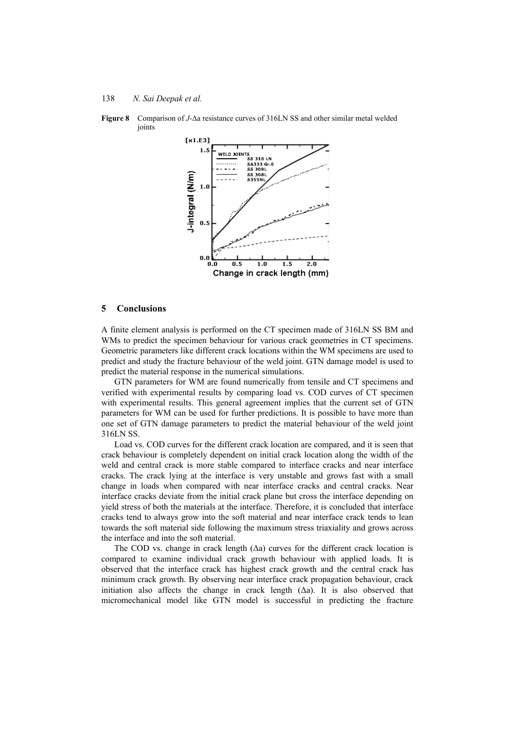**Figure 8** Comparison of $J$-Δa resistance curves of 316LN SS and other similar metal welded joints

## 5 Conclusions

A finite element analysis is performed on the CT specimen made of 316LN SS BM and WMs to predict the specimen behaviour for various crack geometries in CT specimens. Geometric parameters like different crack locations within the WM specimens are used to predict and study the fracture behaviour of the weld joint. GTN damage model is used to predict the material response in the numerical simulations.

GTN parameters for WM are found numerically from tensile and CT specimens and verified with experimental results by comparing load vs. COD curves of CT specimen with experimental results. This general agreement implies that the current set of GTN parameters for WM can be used for further predictions. It is possible to have more than one set of GTN damage parameters to predict the material behaviour of the weld joint 316LN SS.

Load vs. COD curves for the different crack location are compared, and it is seen that crack behaviour is completely dependent on initial crack location along the width of the weld and central crack is more stable compared to interface cracks and near interface cracks. The crack lying at the interface is very unstable and grows fast with a small change in loads when compared with near interface cracks and central cracks. Near interface cracks deviate from the initial crack plane but cross the interface depending on yield stress of both the materials at the interface. Therefore, it is concluded that interface cracks tend to always grow into the soft material and near interface crack tends to lean towards the soft material side following the maximum stress triaxiality and grows across the interface and into the soft material.

The COD vs. change in crack length (Δa) curves for the different crack location is compared to examine individual crack growth behaviour with applied loads. It is observed that the interface crack has highest crack growth and the central crack has minimum crack growth. By observing near interface crack propagation behaviour, crack initiation also affects the change in crack length (Δa). It is also observed that micromechanical model like GTN model is successful in predicting the fracture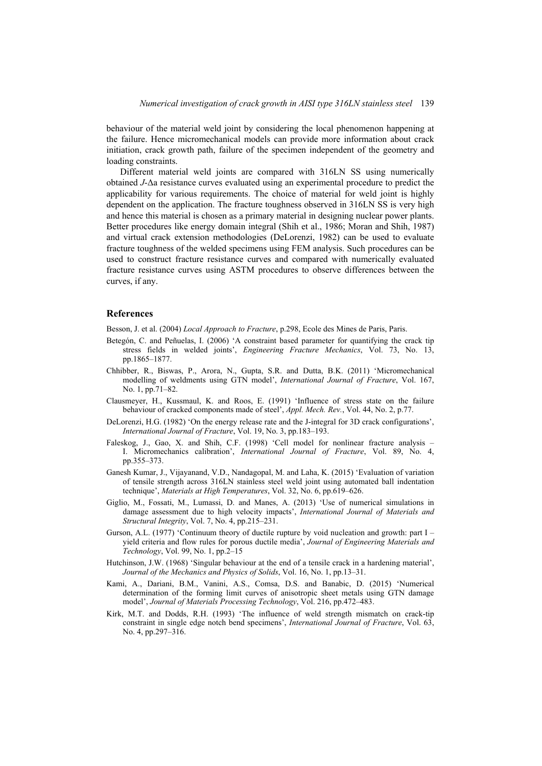behaviour of the material weld joint by considering the local phenomenon happening at the failure. Hence micromechanical models can provide more information about crack initiation, crack growth path, failure of the specimen independent of the geometry and loading constraints.

Different material weld joints are compared with 316LN SS using numerically obtained $J$-Δa resistance curves evaluated using an experimental procedure to predict the applicability for various requirements. The choice of material for weld joint is highly dependent on the application. The fracture toughness observed in 316LN SS is very high and hence this material is chosen as a primary material in designing nuclear power plants. Better procedures like energy domain integral (Shih et al., 1986; Moran and Shih, 1987) and virtual crack extension methodologies (DeLorenzi, 1982) can be used to evaluate fracture toughness of the welded specimens using FEM analysis. Such procedures can be used to construct fracture resistance curves and compared with numerically evaluated fracture resistance curves using ASTM procedures to observe differences between the curves, if any.

## References

Besson, J. et al. (2004) *Local Approach to Fracture*, p.298, Ecole des Mines de Paris, Paris.

Betegón, C. and Peñuelas, I. (2006) 'A constraint based parameter for quantifying the crack tip stress fields in welded joints', *Engineering Fracture Mechanics*, Vol. 73, No. 13, pp.1865–1877.

Chhibber, R., Biswas, P., Arora, N., Gupta, S.R. and Dutta, B.K. (2011) 'Micromechanical modelling of weldments using GTN model', *International Journal of Fracture*, Vol. 167, No. 1, pp.71–82.

Clausmeyer, H., Kussmaul, K. and Roos, E. (1991) 'Influence of stress state on the failure behaviour of cracked components made of steel', *Appl. Mech. Rev.*, Vol. 44, No. 2, p.77.

DeLorenzi, H.G. (1982) 'On the energy release rate and the J-integral for 3D crack configurations', *International Journal of Fracture*, Vol. 19, No. 3, pp.183–193.

Faleskog, J., Gao, X. and Shih, C.F. (1998) 'Cell model for nonlinear fracture analysis – I. Micromechanics calibration', *International Journal of Fracture*, Vol. 89, No. 4, pp.355–373.

Ganesh Kumar, J., Vijayanand, V.D., Nandagopal, M. and Laha, K. (2015) 'Evaluation of variation of tensile strength across 316LN stainless steel weld joint using automated ball indentation technique', *Materials at High Temperatures*, Vol. 32, No. 6, pp.619–626.

Giglio, M., Fossati, M., Lumassi, D. and Manes, A. (2013) 'Use of numerical simulations in damage assessment due to high velocity impacts', *International Journal of Materials and Structural Integrity*, Vol. 7, No. 4, pp.215–231.

Gurson, A.L. (1977) 'Continuum theory of ductile rupture by void nucleation and growth: part I – yield criteria and flow rules for porous ductile media', *Journal of Engineering Materials and Technology*, Vol. 99, No. 1, pp.2–15

Hutchinson, J.W. (1968) 'Singular behaviour at the end of a tensile crack in a hardening material', *Journal of the Mechanics and Physics of Solids*, Vol. 16, No. 1, pp.13–31.

Kami, A., Dariani, B.M., Vanini, A.S., Comsa, D.S. and Banabic, D. (2015) 'Numerical determination of the forming limit curves of anisotropic sheet metals using GTN damage model', *Journal of Materials Processing Technology*, Vol. 216, pp.472–483.

Kirk, M.T. and Dodds, R.H. (1993) 'The influence of weld strength mismatch on crack-tip constraint in single edge notch bend specimens', *International Journal of Fracture*, Vol. 63, No. 4, pp.297–316.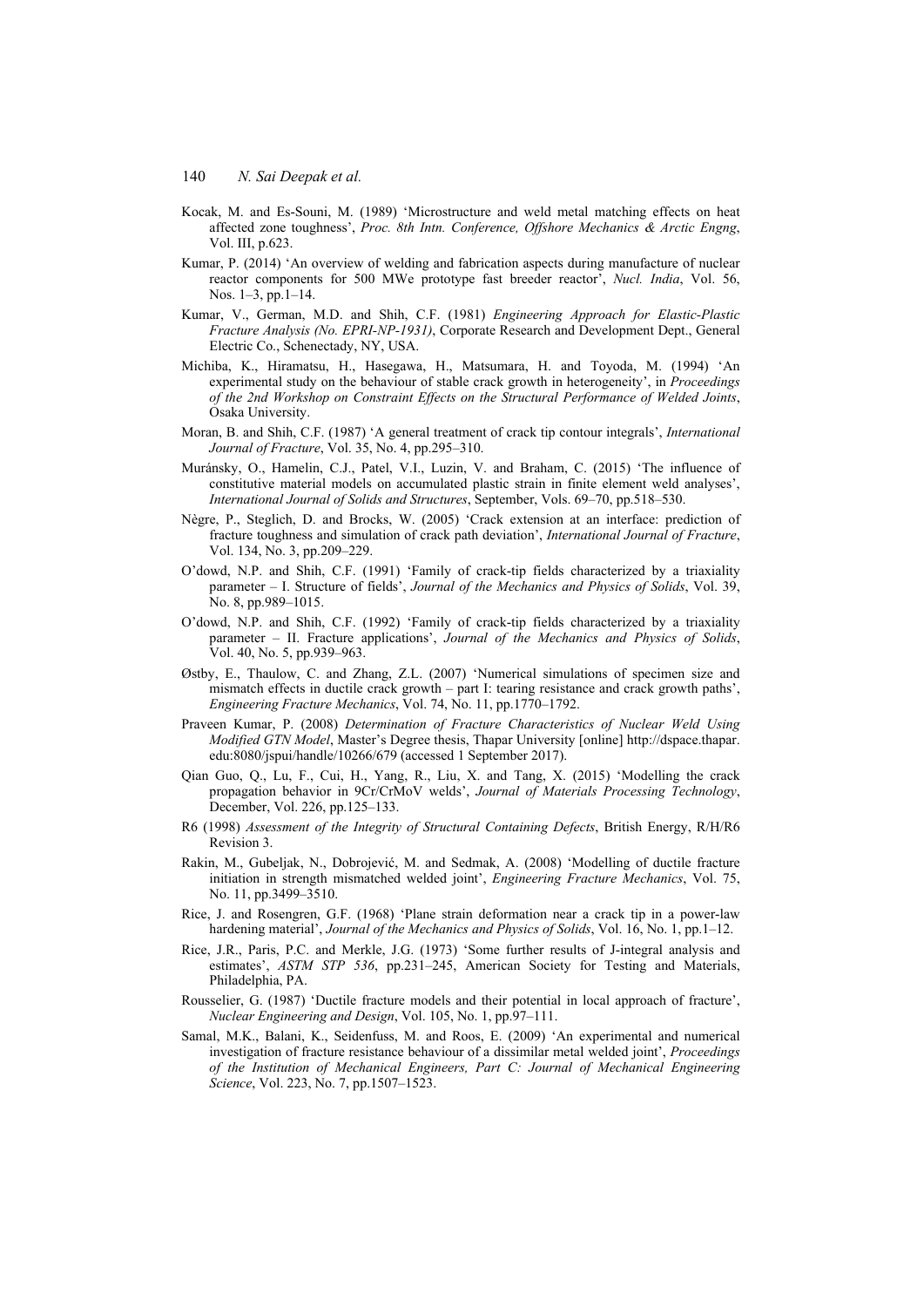Kocak, M. and Es-Souni, M. (1989) 'Microstructure and weld metal matching effects on heat affected zone toughness', *Proc. 8th Intn. Conference, Offshore Mechanics & Arctic Engng*, Vol. III, p.623.

Kumar, P. (2014) 'An overview of welding and fabrication aspects during manufacture of nuclear reactor components for 500 MWe prototype fast breeder reactor', *Nucl. India*, Vol. 56, Nos. 1–3, pp.1–14.

Kumar, V., German, M.D. and Shih, C.F. (1981) *Engineering Approach for Elastic-Plastic Fracture Analysis (No. EPRI-NP-1931)*, Corporate Research and Development Dept., General Electric Co., Schenectady, NY, USA.

Michiba, K., Hiramatsu, H., Hasegawa, H., Matsumara, H. and Toyoda, M. (1994) 'An experimental study on the behaviour of stable crack growth in heterogeneity', in *Proceedings of the 2nd Workshop on Constraint Effects on the Structural Performance of Welded Joints*, Osaka University.

Moran, B. and Shih, C.F. (1987) 'A general treatment of crack tip contour integrals', *International Journal of Fracture*, Vol. 35, No. 4, pp.295–310.

Muránsky, O., Hamelin, C.J., Patel, V.I., Luzin, V. and Braham, C. (2015) 'The influence of constitutive material models on accumulated plastic strain in finite element weld analyses', *International Journal of Solids and Structures*, September, Vols. 69–70, pp.518–530.

Nègre, P., Steglich, D. and Brocks, W. (2005) 'Crack extension at an interface: prediction of fracture toughness and simulation of crack path deviation', *International Journal of Fracture*, Vol. 134, No. 3, pp.209–229.

O'dowd, N.P. and Shih, C.F. (1991) 'Family of crack-tip fields characterized by a triaxiality parameter – I. Structure of fields', *Journal of the Mechanics and Physics of Solids*, Vol. 39, No. 8, pp.989–1015.

O'dowd, N.P. and Shih, C.F. (1992) 'Family of crack-tip fields characterized by a triaxiality parameter – II. Fracture applications', *Journal of the Mechanics and Physics of Solids*, Vol. 40, No. 5, pp.939–963.

Østby, E., Thaulow, C. and Zhang, Z.L. (2007) 'Numerical simulations of specimen size and mismatch effects in ductile crack growth – part I: tearing resistance and crack growth paths', *Engineering Fracture Mechanics*, Vol. 74, No. 11, pp.1770–1792.

Praveen Kumar, P. (2008) *Determination of Fracture Characteristics of Nuclear Weld Using Modified GTN Model*, Master's Degree thesis, Thapar University [online] http://dspace.thapar.edu:8080/jspui/handle/10266/679 (accessed 1 September 2017).

Qian Guo, Q., Lu, F., Cui, H., Yang, R., Liu, X. and Tang, X. (2015) 'Modelling the crack propagation behavior in 9Cr/CrMoV welds', *Journal of Materials Processing Technology*, December, Vol. 226, pp.125–133.

R6 (1998) *Assessment of the Integrity of Structural Containing Defects*, British Energy, R/H/R6 Revision 3.

Rakin, M., Gubeljak, N., Dobrojević, M. and Sedmak, A. (2008) 'Modelling of ductile fracture initiation in strength mismatched welded joint', *Engineering Fracture Mechanics*, Vol. 75, No. 11, pp.3499–3510.

Rice, J. and Rosengren, G.F. (1968) 'Plane strain deformation near a crack tip in a power-law hardening material', *Journal of the Mechanics and Physics of Solids*, Vol. 16, No. 1, pp.1–12.

Rice, J.R., Paris, P.C. and Merkle, J.G. (1973) 'Some further results of J-integral analysis and estimates', *ASTM STP 536*, pp.231–245, American Society for Testing and Materials, Philadelphia, PA.

Rousselier, G. (1987) 'Ductile fracture models and their potential in local approach of fracture', *Nuclear Engineering and Design*, Vol. 105, No. 1, pp.97–111.

Samal, M.K., Balani, K., Seidenfuss, M. and Roos, E. (2009) 'An experimental and numerical investigation of fracture resistance behaviour of a dissimilar metal welded joint', *Proceedings of the Institution of Mechanical Engineers, Part C: Journal of Mechanical Engineering Science*, Vol. 223, No. 7, pp.1507–1523.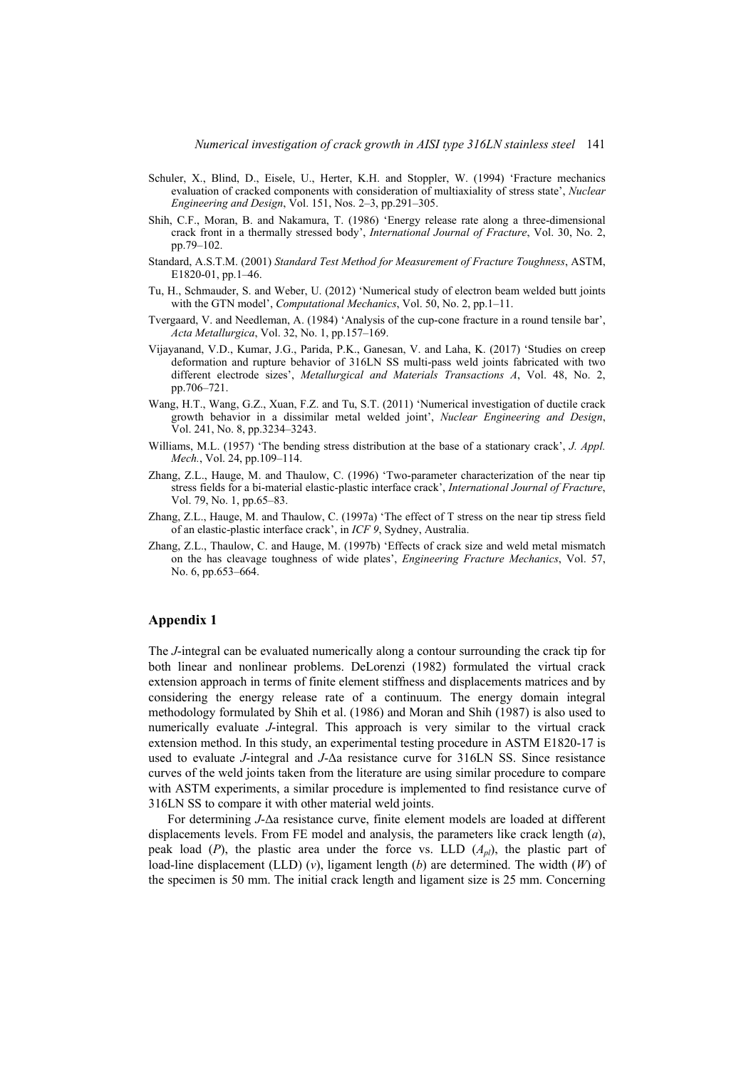Schuler, X., Blind, D., Eisele, U., Herter, K.H. and Stoppler, W. (1994) 'Fracture mechanics evaluation of cracked components with consideration of multiaxiality of stress state', *Nuclear Engineering and Design*, Vol. 151, Nos. 2–3, pp.291–305.

Shih, C.F., Moran, B. and Nakamura, T. (1986) 'Energy release rate along a three-dimensional crack front in a thermally stressed body', *International Journal of Fracture*, Vol. 30, No. 2, pp.79–102.

Standard, A.S.T.M. (2001) *Standard Test Method for Measurement of Fracture Toughness*, ASTM, E1820-01, pp.1–46.

Tu, H., Schmauder, S. and Weber, U. (2012) 'Numerical study of electron beam welded butt joints with the GTN model', *Computational Mechanics*, Vol. 50, No. 2, pp.1–11.

Tvergaard, V. and Needleman, A. (1984) 'Analysis of the cup-cone fracture in a round tensile bar', *Acta Metallurgica*, Vol. 32, No. 1, pp.157–169.

Vijayanand, V.D., Kumar, J.G., Parida, P.K., Ganesan, V. and Laha, K. (2017) 'Studies on creep deformation and rupture behavior of 316LN SS multi-pass weld joints fabricated with two different electrode sizes', *Metallurgical and Materials Transactions A*, Vol. 48, No. 2, pp.706–721.

Wang, H.T., Wang, G.Z., Xuan, F.Z. and Tu, S.T. (2011) 'Numerical investigation of ductile crack growth behavior in a dissimilar metal welded joint', *Nuclear Engineering and Design*, Vol. 241, No. 8, pp.3234–3243.

Williams, M.L. (1957) 'The bending stress distribution at the base of a stationary crack', *J. Appl. Mech.*, Vol. 24, pp.109–114.

Zhang, Z.L., Hauge, M. and Thaulow, C. (1996) 'Two-parameter characterization of the near tip stress fields for a bi-material elastic-plastic interface crack', *International Journal of Fracture*, Vol. 79, No. 1, pp.65–83.

Zhang, Z.L., Hauge, M. and Thaulow, C. (1997a) 'The effect of T stress on the near tip stress field of an elastic-plastic interface crack', in *ICF 9*, Sydney, Australia.

Zhang, Z.L., Thaulow, C. and Hauge, M. (1997b) 'Effects of crack size and weld metal mismatch on the has cleavage toughness of wide plates', *Engineering Fracture Mechanics*, Vol. 57, No. 6, pp.653–664.

## Appendix 1

The *J*-integral can be evaluated numerically along a contour surrounding the crack tip for both linear and nonlinear problems. DeLorenzi (1982) formulated the virtual crack extension approach in terms of finite element stiffness and displacements matrices and by considering the energy release rate of a continuum. The energy domain integral methodology formulated by Shih et al. (1986) and Moran and Shih (1987) is also used to numerically evaluate *J*-integral. This approach is very similar to the virtual crack extension method. In this study, an experimental testing procedure in ASTM E1820-17 is used to evaluate *J*-integral and *J*-Δa resistance curve for 316LN SS. Since resistance curves of the weld joints taken from the literature are using similar procedure to compare with ASTM experiments, a similar procedure is implemented to find resistance curve of 316LN SS to compare it with other material weld joints.

For determining *J*-Δa resistance curve, finite element models are loaded at different displacements levels. From FE model and analysis, the parameters like crack length ($a$), peak load ($P$), the plastic area under the force vs. LLD ($A_{pl}$), the plastic part of load-line displacement (LLD) ($v$), ligament length ($b$) are determined. The width ($W$) of the specimen is 50 mm. The initial crack length and ligament size is 25 mm. Concerning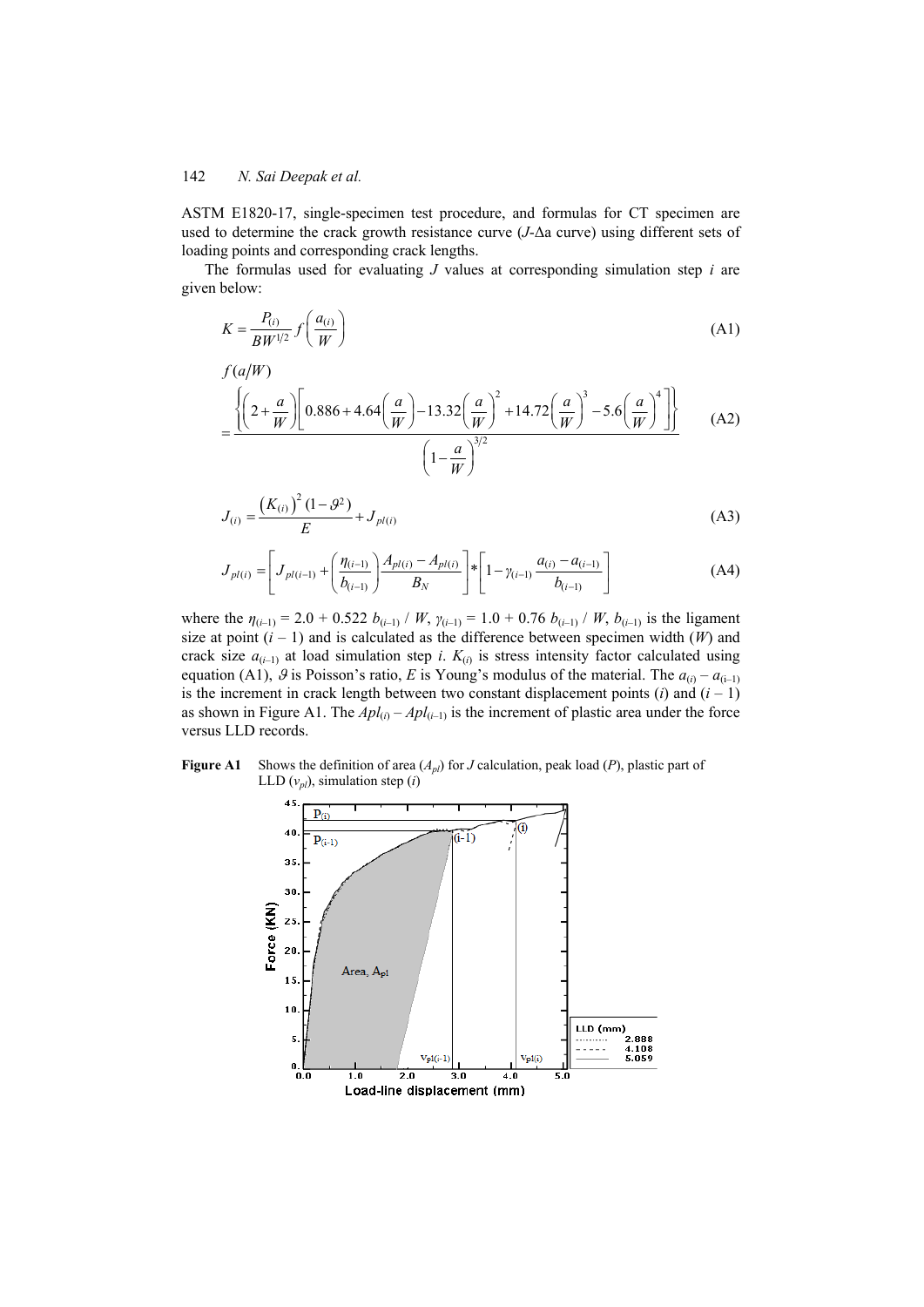ASTM E1820-17, single-specimen test procedure, and formulas for CT specimen are used to determine the crack growth resistance curve ($J$-$\Delta a$ curve) using different sets of loading points and corresponding crack lengths.

The formulas used for evaluating $J$ values at corresponding simulation step $i$ are given below:

$$K = \frac{P_{(i)}}{BW^{1/2}} f\left(\frac{a_{(i)}}{W}\right) \tag{A1}$$

$$f(a/W) = \frac{\left\{\left(2+\frac{a}{W}\right)\left[0.886+4.64\left(\frac{a}{W}\right)-13.32\left(\frac{a}{W}\right)^2+14.72\left(\frac{a}{W}\right)^3-5.6\left(\frac{a}{W}\right)^4\right]\right\}}{\left(1-\frac{a}{W}\right)^{3/2}} \tag{A2}$$

$$J_{(i)} = \frac{\left(K_{(i)}\right)^2 (1-\vartheta^2)}{E} + J_{pl(i)} \tag{A3}$$

$$J_{pl(i)} = \left[J_{pl(i-1)} + \left(\frac{\eta_{(i-1)}}{b_{(i-1)}}\right)\frac{A_{pl(i)} - A_{pl(i)}}{B_N}\right] * \left[1 - \gamma_{(i-1)}\frac{a_{(i)} - a_{(i-1)}}{b_{(i-1)}}\right] \tag{A4}$$

where the $\eta_{(i-1)} = 2.0 + 0.522\, b_{(i-1)} / W$, $\gamma_{(i-1)} = 1.0 + 0.76\, b_{(i-1)} / W$, $b_{(i-1)}$ is the ligament size at point $(i-1)$ and is calculated as the difference between specimen width ($W$) and crack size $a_{(i-1)}$ at load simulation step $i$. $K_{(i)}$ is stress intensity factor calculated using equation (A1), $\vartheta$ is Poisson's ratio, $E$ is Young's modulus of the material. The $a_{(i)} - a_{(i-1)}$ is the increment in crack length between two constant displacement points $(i)$ and $(i-1)$ as shown in Figure A1. The $Apl_{(i)} - Apl_{(i-1)}$ is the increment of plastic area under the force versus LLD records.

**Figure A1** Shows the definition of area ($A_{pl}$) for $J$ calculation, peak load ($P$), plastic part of LLD ($v_{pl}$), simulation step ($i$)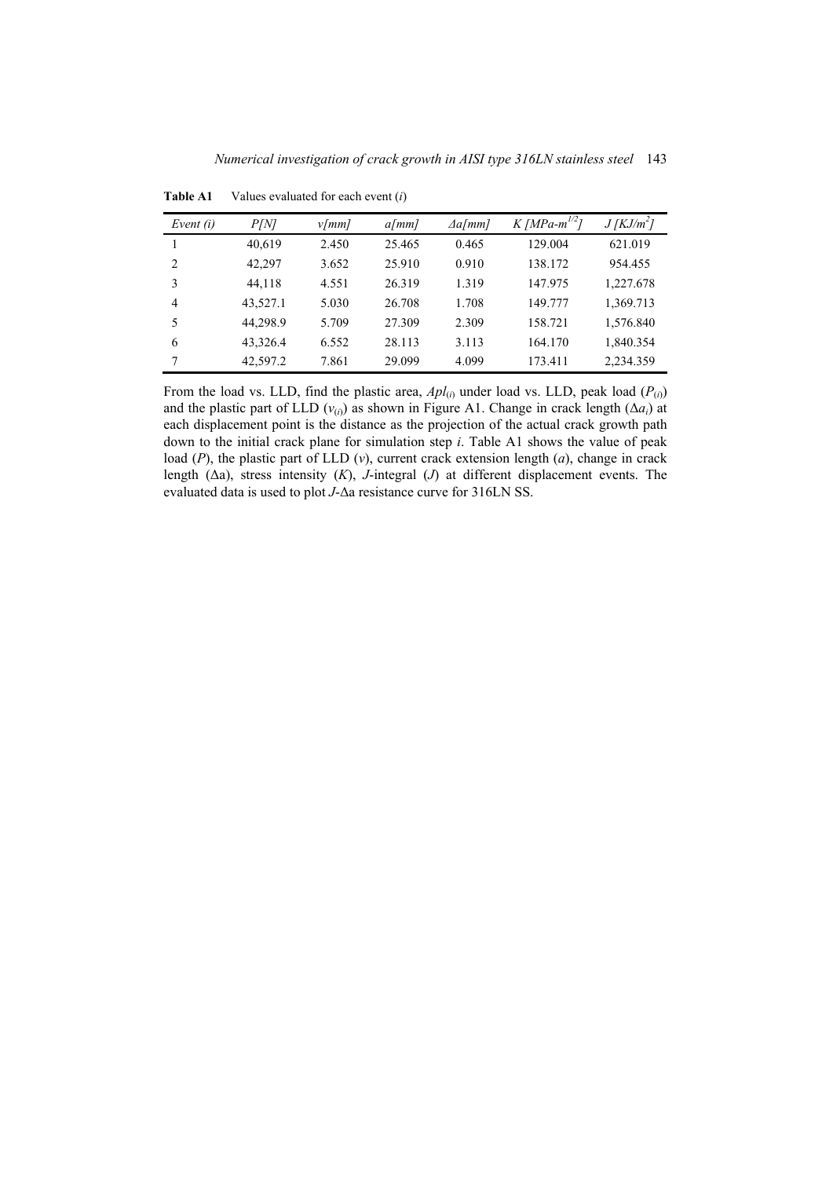**Table A1** Values evaluated for each event ($i$)

| *Event (i)* | *P[N]* | *v[mm]* | *a[mm]* | *Δa[mm]* | *K [MPa-m$^{1/2}$]* | *J [KJ/m$^2$]* |
|---|---|---|---|---|---|---|
| 1 | 40,619 | 2.450 | 25.465 | 0.465 | 129.004 | 621.019 |
| 2 | 42,297 | 3.652 | 25.910 | 0.910 | 138.172 | 954.455 |
| 3 | 44,118 | 4.551 | 26.319 | 1.319 | 147.975 | 1,227.678 |
| 4 | 43,527.1 | 5.030 | 26.708 | 1.708 | 149.777 | 1,369.713 |
| 5 | 44,298.9 | 5.709 | 27.309 | 2.309 | 158.721 | 1,576.840 |
| 6 | 43,326.4 | 6.552 | 28.113 | 3.113 | 164.170 | 1,840.354 |
| 7 | 42,597.2 | 7.861 | 29.099 | 4.099 | 173.411 | 2,234.359 |

From the load vs. LLD, find the plastic area, $Apl_{(i)}$ under load vs. LLD, peak load ($P_{(i)}$) and the plastic part of LLD ($v_{(i)}$) as shown in Figure A1. Change in crack length ($\Delta a_i$) at each displacement point is the distance as the projection of the actual crack growth path down to the initial crack plane for simulation step $i$. Table A1 shows the value of peak load ($P$), the plastic part of LLD ($v$), current crack extension length ($a$), change in crack length ($\Delta$a), stress intensity ($K$), $J$-integral ($J$) at different displacement events. The evaluated data is used to plot $J$-$\Delta$a resistance curve for 316LN SS.